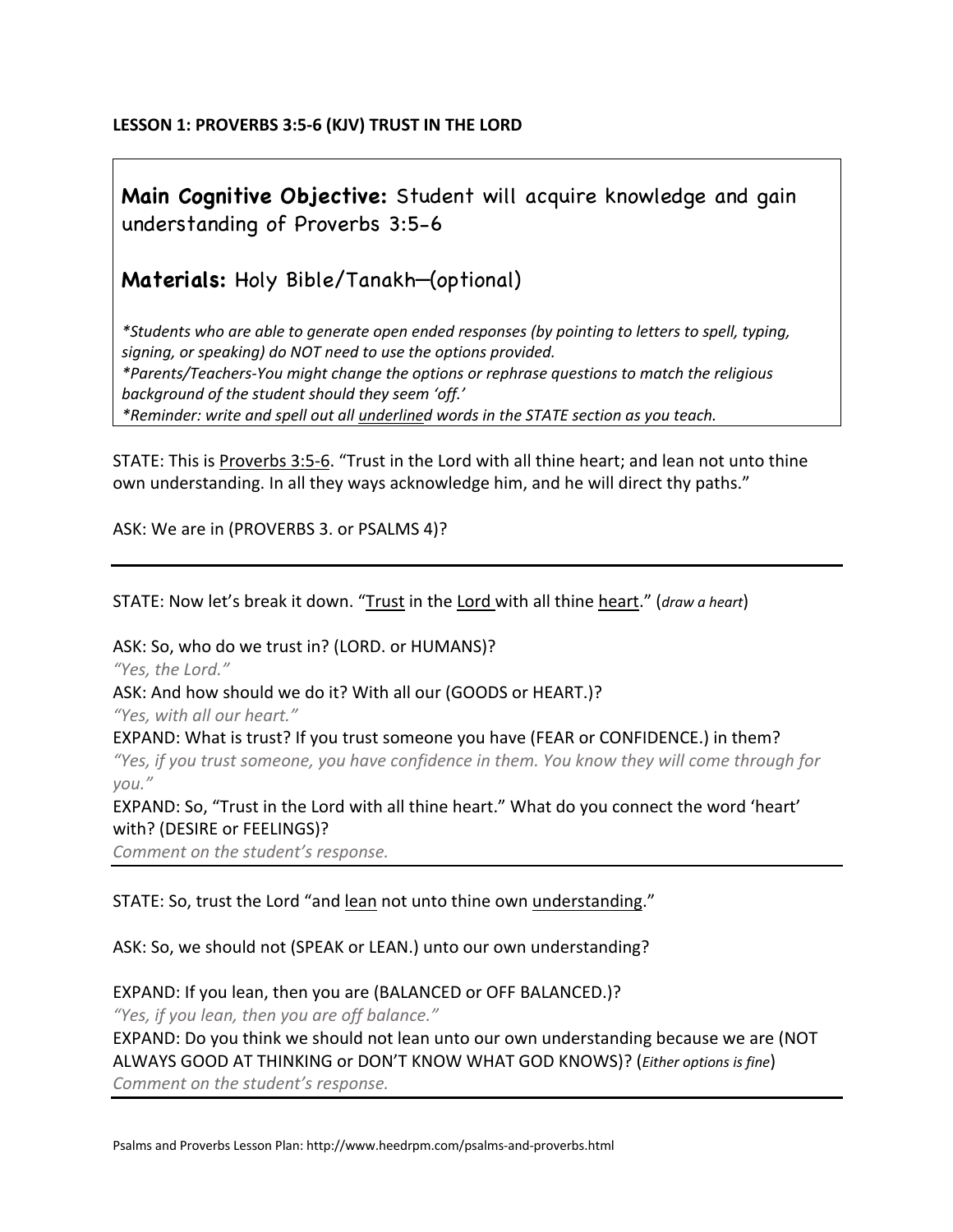**LESSON 1: PROVERBS 3:5-6 (KJV) TRUST IN THE LORD**

**Main Cognitive Objective:** Student will acquire knowledge and gain understanding of Proverbs 3:5-6

**Materials:** Holy Bible/Tanakh—(optional)

**Students who are able to generate open ended responses (by pointing to letters to spell, typing, signing, or speaking) do NOT need to use the options provided.*
**Parents/Teachers-You might change the options or rephrase questions to match the religious background of the student should they seem 'off.'*
**Reminder: write and spell out all underlined words in the STATE section as you teach.*

STATE: This is Proverbs 3:5-6. "Trust in the Lord with all thine heart; and lean not unto thine own understanding. In all they ways acknowledge him, and he will direct thy paths."

ASK: We are in (PROVERBS 3. or PSALMS 4)?

---

STATE: Now let's break it down. "Trust in the Lord with all thine heart." (*draw a heart*)

ASK: So, who do we trust in? (LORD. or HUMANS)?
*"Yes, the Lord."*
ASK: And how should we do it? With all our (GOODS or HEART.)?
*"Yes, with all our heart."*
EXPAND: What is trust? If you trust someone you have (FEAR or CONFIDENCE.) in them?
*"Yes, if you trust someone, you have confidence in them. You know they will come through for you."*
EXPAND: So, "Trust in the Lord with all thine heart." What do you connect the word 'heart' with? (DESIRE or FEELINGS)?
*Comment on the student's response.*

---

STATE: So, trust the Lord "and lean not unto thine own understanding."

ASK: So, we should not (SPEAK or LEAN.) unto our own understanding?

EXPAND: If you lean, then you are (BALANCED or OFF BALANCED.)?
*"Yes, if you lean, then you are off balance."*
EXPAND: Do you think we should not lean unto our own understanding because we are (NOT ALWAYS GOOD AT THINKING or DON'T KNOW WHAT GOD KNOWS)? (*Either options is fine*)
*Comment on the student's response.*

---

Psalms and Proverbs Lesson Plan: http://www.heedrpm.com/psalms-and-proverbs.html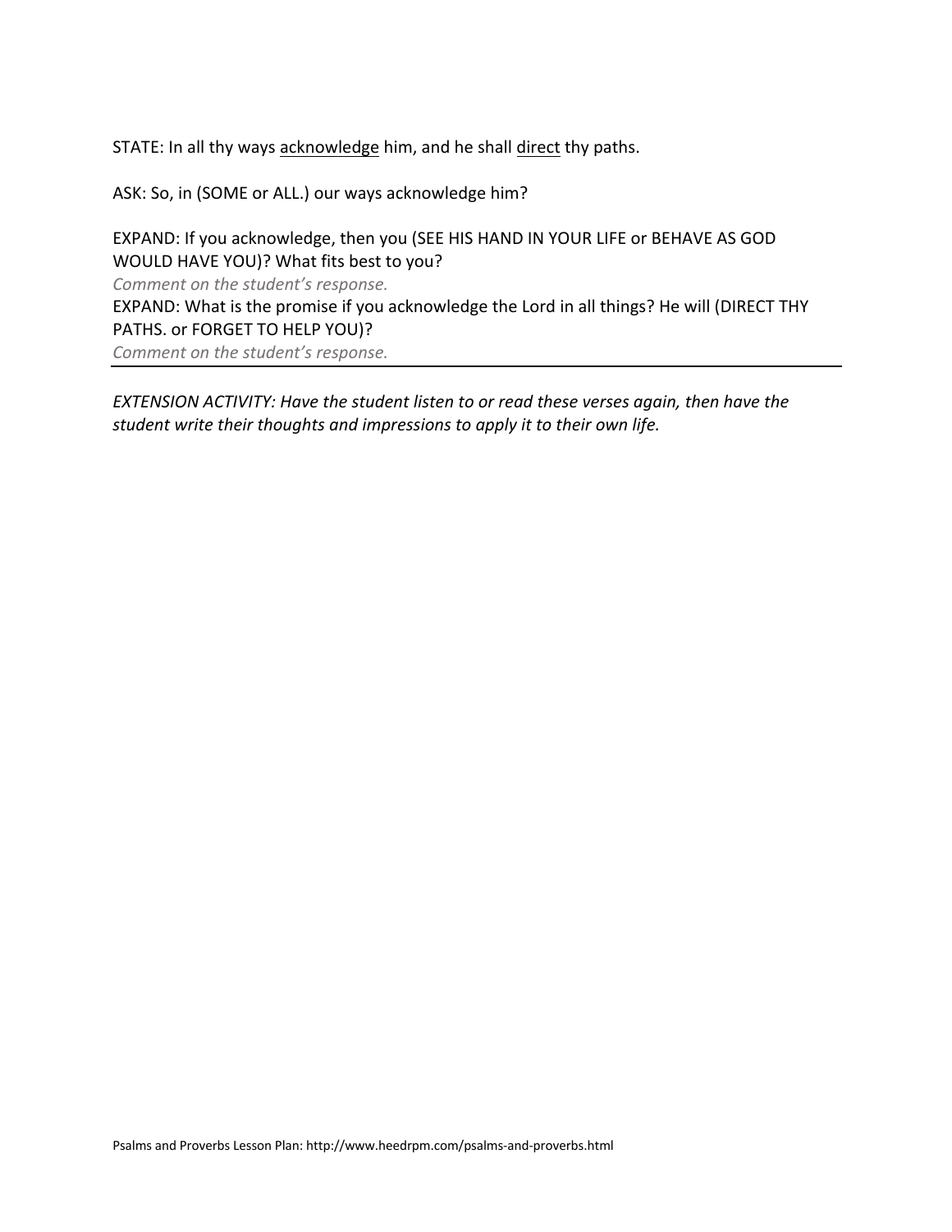STATE: In all thy ways <u>acknowledge</u> him, and he shall <u>direct</u> thy paths.

ASK: So, in (SOME or ALL.) our ways acknowledge him?

EXPAND: If you acknowledge, then you (SEE HIS HAND IN YOUR LIFE or BEHAVE AS GOD WOULD HAVE YOU)? What fits best to you?

*Comment on the student's response.*

EXPAND: What is the promise if you acknowledge the Lord in all things? He will (DIRECT THY PATHS. or FORGET TO HELP YOU)?

*Comment on the student's response.*

---

*EXTENSION ACTIVITY: Have the student listen to or read these verses again, then have the student write their thoughts and impressions to apply it to their own life.*